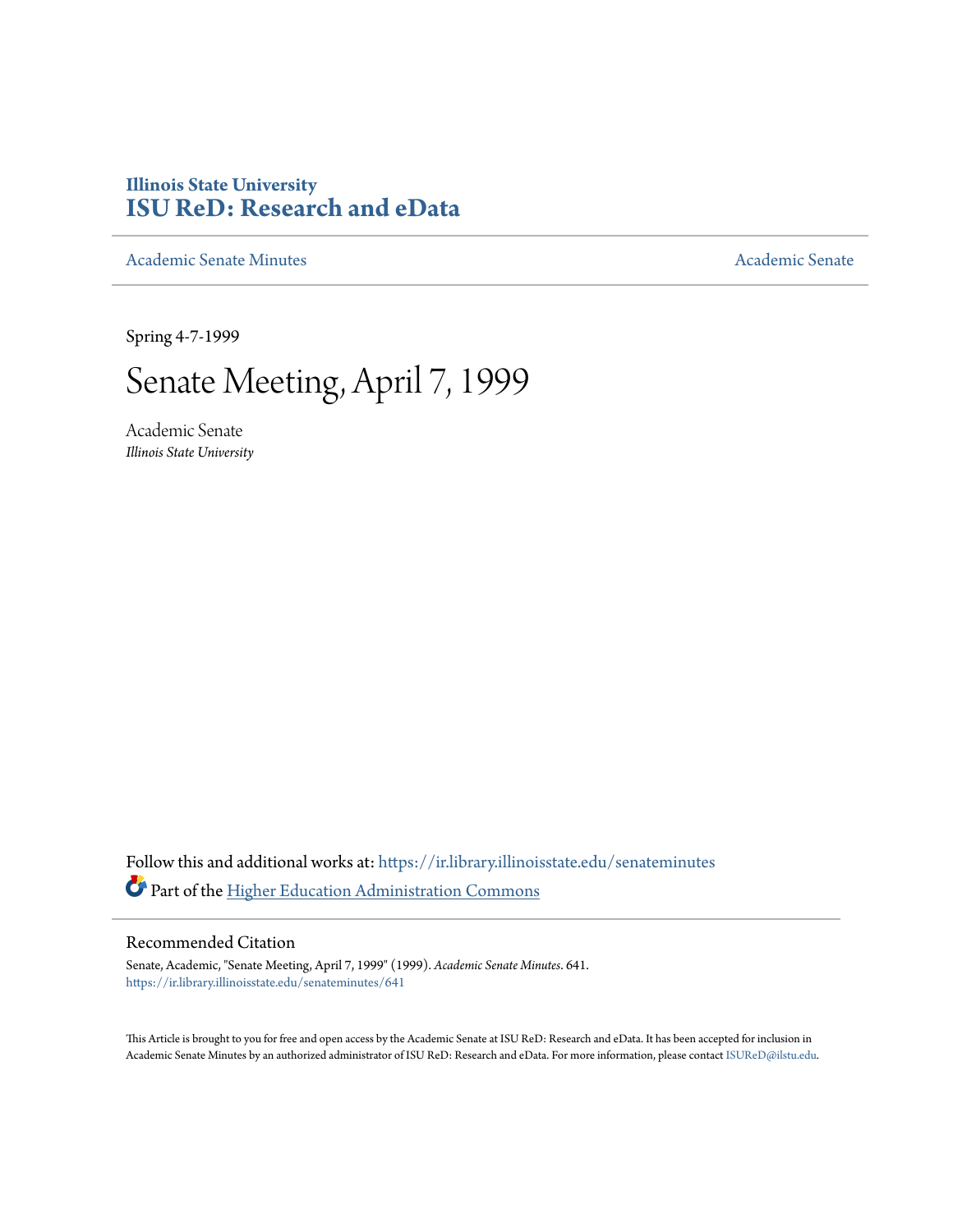Illinois State University

# ISU ReD: Research and eData

Academic Senate Minutes

Academic Senate

Spring 4-7-1999

# Senate Meeting, April 7, 1999

Academic Senate
*Illinois State University*

Follow this and additional works at: https://ir.library.illinoisstate.edu/senateminutes

Part of the Higher Education Administration Commons

## Recommended Citation

Senate, Academic, "Senate Meeting, April 7, 1999" (1999). *Academic Senate Minutes*. 641.
https://ir.library.illinoisstate.edu/senateminutes/641

This Article is brought to you for free and open access by the Academic Senate at ISU ReD: Research and eData. It has been accepted for inclusion in Academic Senate Minutes by an authorized administrator of ISU ReD: Research and eData. For more information, please contact ISUReD@ilstu.edu.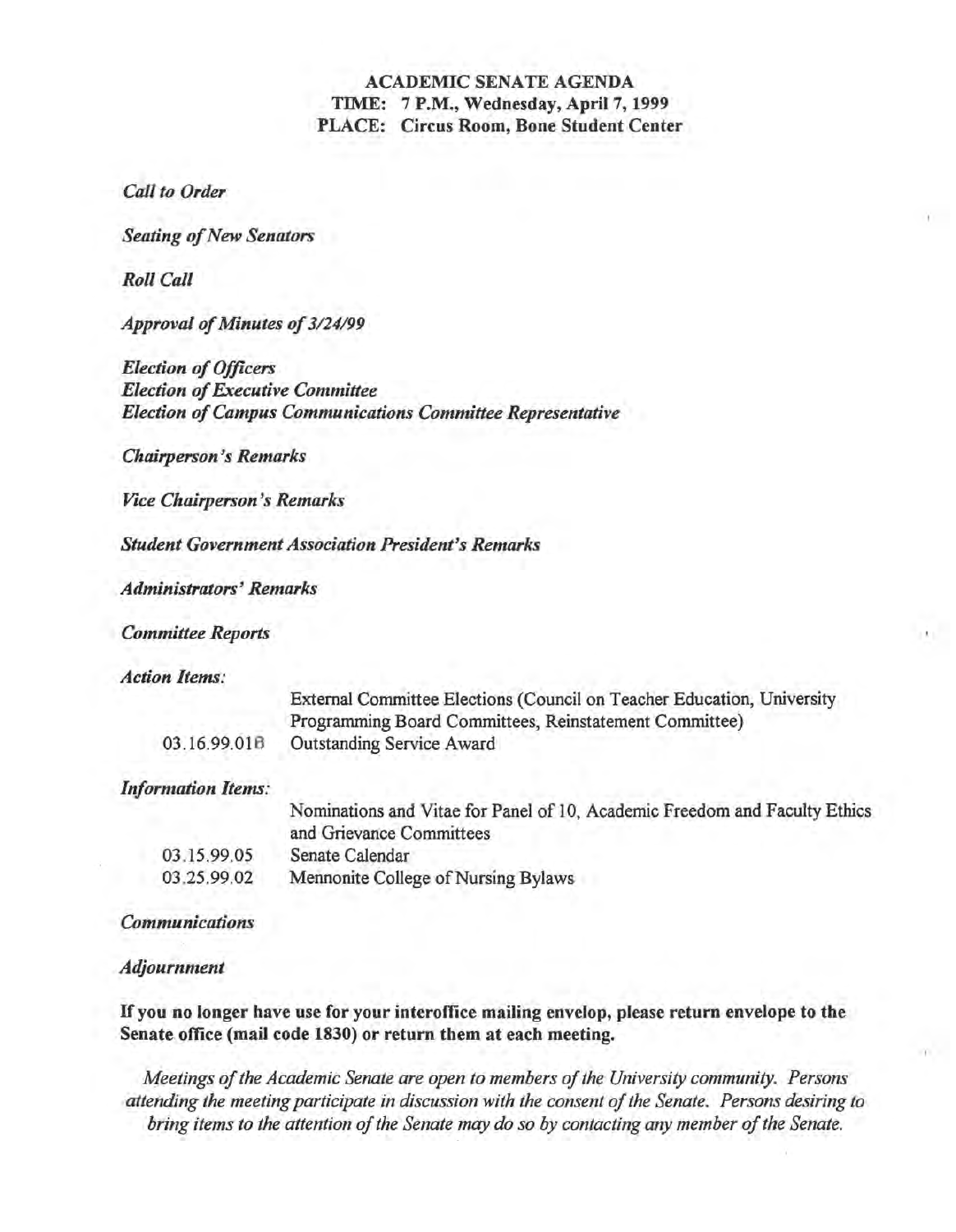**ACADEMIC SENATE AGENDA**
**TIME: 7 P.M., Wednesday, April 7, 1999**
**PLACE: Circus Room, Bone Student Center**

*Call to Order*

*Seating of New Senators*

*Roll Call*

*Approval of Minutes of 3/24/99*

*Election of Officers*
*Election of Executive Committee*
*Election of Campus Communications Committee Representative*

*Chairperson's Remarks*

*Vice Chairperson's Remarks*

*Student Government Association President's Remarks*

*Administrators' Remarks*

*Committee Reports*

*Action Items:*

| | |
|---|---|
| | External Committee Elections (Council on Teacher Education, University Programming Board Committees, Reinstatement Committee) |
| 03.16.99.01B | Outstanding Service Award |

*Information Items:*

| | |
|---|---|
| | Nominations and Vitae for Panel of 10, Academic Freedom and Faculty Ethics and Grievance Committees |
| 03.15.99.05 | Senate Calendar |
| 03.25.99.02 | Mennonite College of Nursing Bylaws |

*Communications*

*Adjournment*

**If you no longer have use for your interoffice mailing envelop, please return envelope to the Senate office (mail code 1830) or return them at each meeting.**

*Meetings of the Academic Senate are open to members of the University community. Persons attending the meeting participate in discussion with the consent of the Senate. Persons desiring to bring items to the attention of the Senate may do so by contacting any member of the Senate.*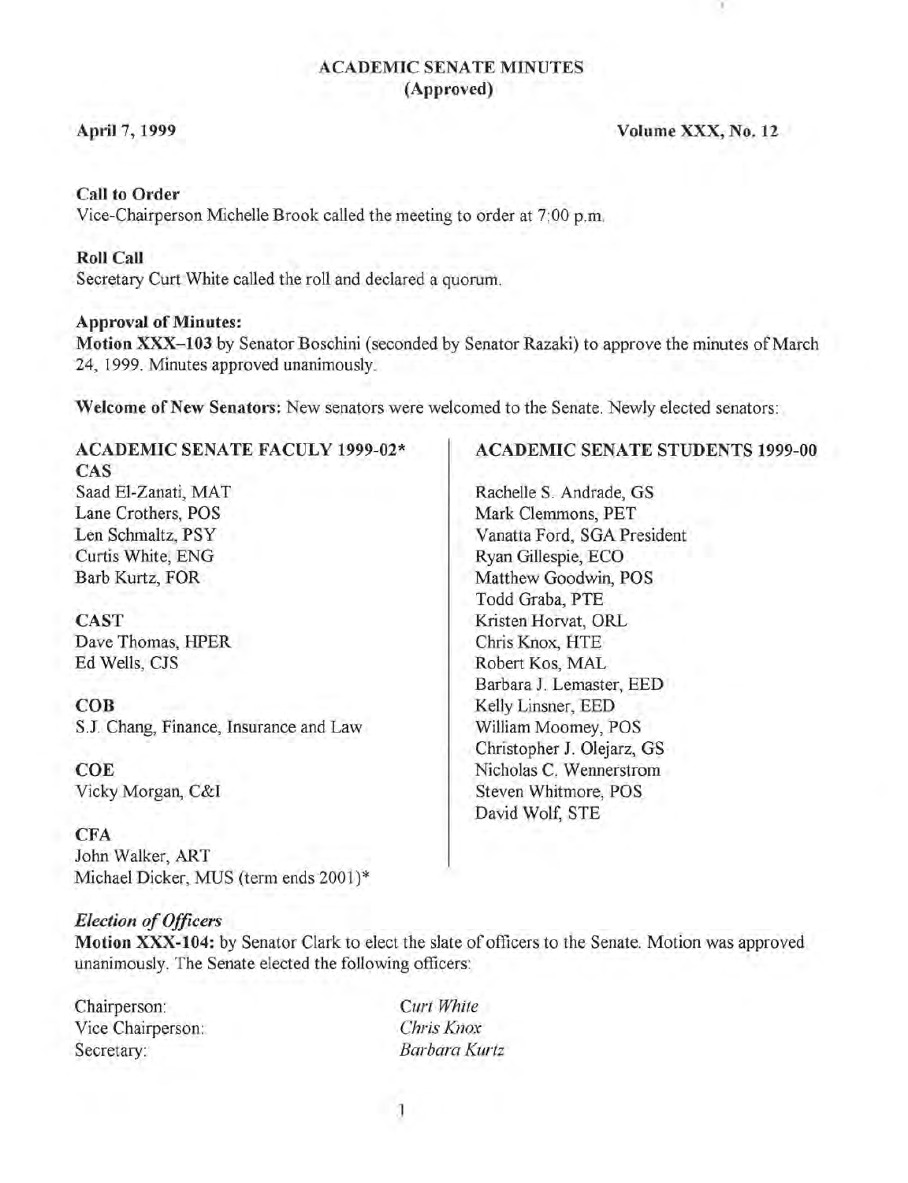# ACADEMIC SENATE MINUTES
## (Approved)

**April 7, 1999** **Volume XXX, No. 12**

**Call to Order**
Vice-Chairperson Michelle Brook called the meeting to order at 7:00 p.m.

**Roll Call**
Secretary Curt White called the roll and declared a quorum.

**Approval of Minutes:**
**Motion XXX–103** by Senator Boschini (seconded by Senator Razaki) to approve the minutes of March 24, 1999. Minutes approved unanimously.

**Welcome of New Senators:** New senators were welcomed to the Senate. Newly elected senators:

**ACADEMIC SENATE FACULY 1999-02***

**CAS**
Saad El-Zanati, MAT
Lane Crothers, POS
Len Schmaltz, PSY
Curtis White, ENG
Barb Kurtz, FOR

**CAST**
Dave Thomas, HPER
Ed Wells, CJS

**COB**
S.J. Chang, Finance, Insurance and Law

**COE**
Vicky Morgan, C&I

**CFA**
John Walker, ART
Michael Dicker, MUS (term ends 2001)*

**ACADEMIC SENATE STUDENTS 1999-00**

Rachelle S. Andrade, GS
Mark Clemmons, PET
Vanatta Ford, SGA President
Ryan Gillespie, ECO
Matthew Goodwin, POS
Todd Graba, PTE
Kristen Horvat, ORL
Chris Knox, HTE
Robert Kos, MAL
Barbara J. Lemaster, EED
Kelly Linsner, EED
William Moomey, POS
Christopher J. Olejarz, GS
Nicholas C. Wennerstrom
Steven Whitmore, POS
David Wolf, STE

***Election of Officers***
**Motion XXX-104:** by Senator Clark to elect the slate of officers to the Senate. Motion was approved unanimously. The Senate elected the following officers:

| | |
|---|---|
| Chairperson: | *Curt White* |
| Vice Chairperson: | *Chris Knox* |
| Secretary: | *Barbara Kurtz* |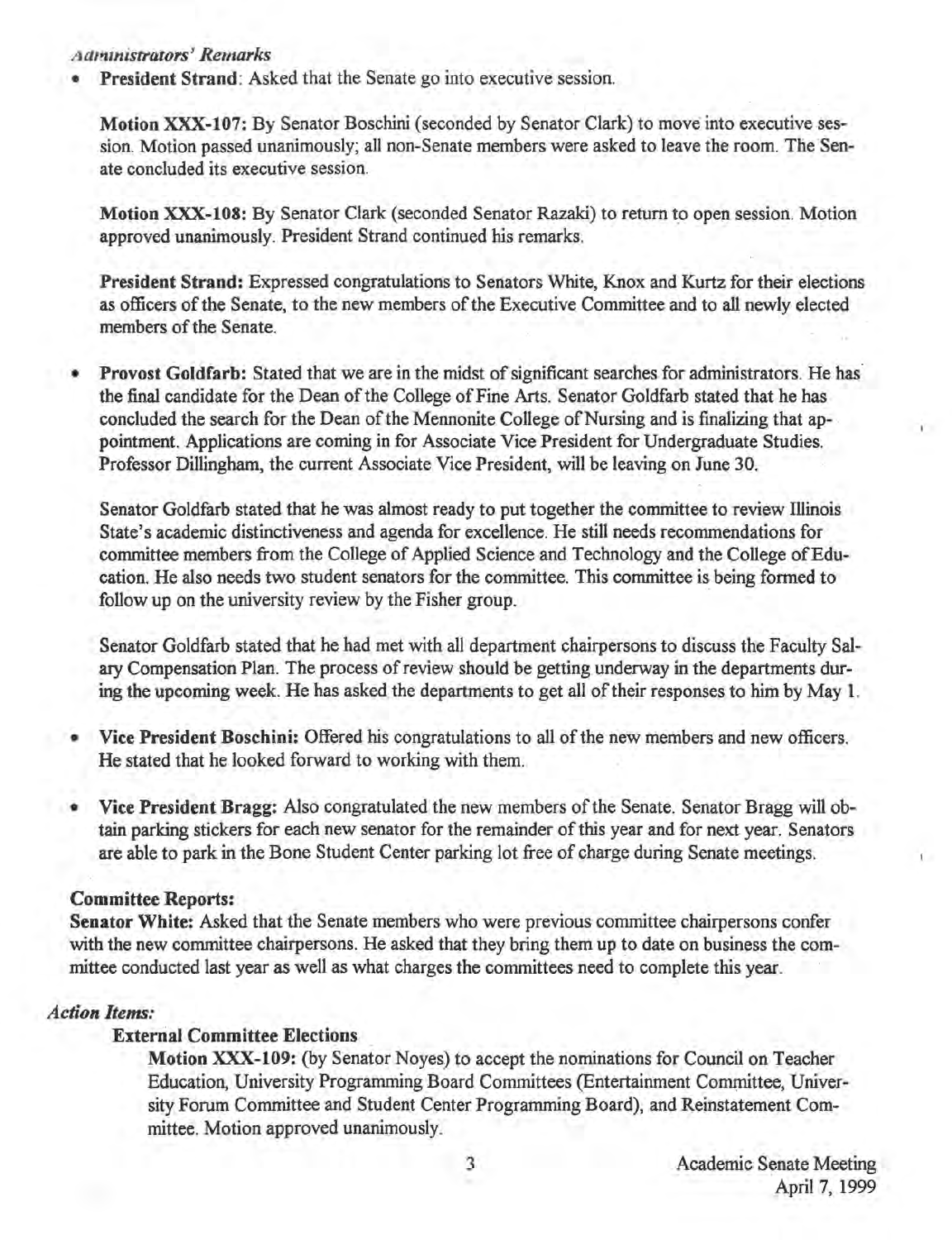*Administrators' Remarks*

- **President Strand**: Asked that the Senate go into executive session.

  **Motion XXX-107:** By Senator Boschini (seconded by Senator Clark) to move into executive session. Motion passed unanimously; all non-Senate members were asked to leave the room. The Senate concluded its executive session.

  **Motion XXX-108:** By Senator Clark (seconded Senator Razaki) to return to open session. Motion approved unanimously. President Strand continued his remarks.

  **President Strand:** Expressed congratulations to Senators White, Knox and Kurtz for their elections as officers of the Senate, to the new members of the Executive Committee and to all newly elected members of the Senate.

- **Provost Goldfarb:** Stated that we are in the midst of significant searches for administrators. He has the final candidate for the Dean of the College of Fine Arts. Senator Goldfarb stated that he has concluded the search for the Dean of the Mennonite College of Nursing and is finalizing that appointment. Applications are coming in for Associate Vice President for Undergraduate Studies. Professor Dillingham, the current Associate Vice President, will be leaving on June 30.

  Senator Goldfarb stated that he was almost ready to put together the committee to review Illinois State's academic distinctiveness and agenda for excellence. He still needs recommendations for committee members from the College of Applied Science and Technology and the College of Education. He also needs two student senators for the committee. This committee is being formed to follow up on the university review by the Fisher group.

  Senator Goldfarb stated that he had met with all department chairpersons to discuss the Faculty Salary Compensation Plan. The process of review should be getting underway in the departments during the upcoming week. He has asked the departments to get all of their responses to him by May 1.

- **Vice President Boschini:** Offered his congratulations to all of the new members and new officers. He stated that he looked forward to working with them.

- **Vice President Bragg:** Also congratulated the new members of the Senate. Senator Bragg will obtain parking stickers for each new senator for the remainder of this year and for next year. Senators are able to park in the Bone Student Center parking lot free of charge during Senate meetings.

**Committee Reports:**

**Senator White:** Asked that the Senate members who were previous committee chairpersons confer with the new committee chairpersons. He asked that they bring them up to date on business the committee conducted last year as well as what charges the committees need to complete this year.

*Action Items:*

**External Committee Elections**

**Motion XXX-109:** (by Senator Noyes) to accept the nominations for Council on Teacher Education, University Programming Board Committees (Entertainment Committee, University Forum Committee and Student Center Programming Board), and Reinstatement Committee. Motion approved unanimously.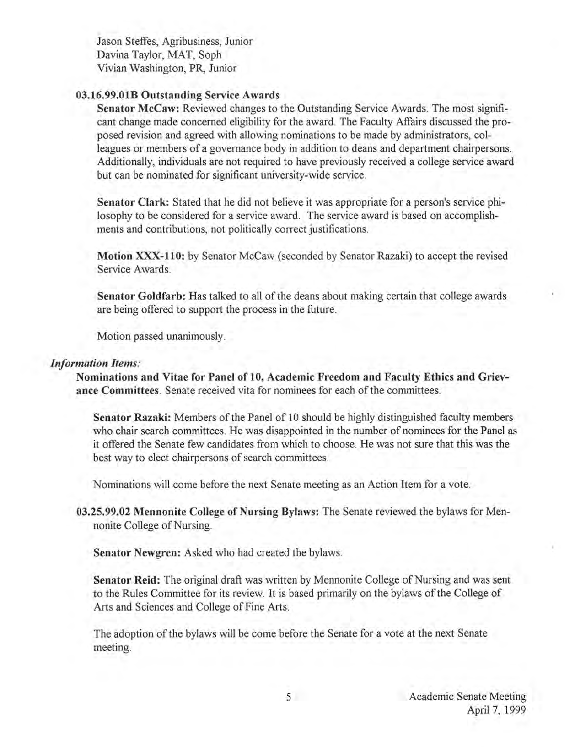Jason Steffes, Agribusiness, Junior
Davina Taylor, MAT, Soph
Vivian Washington, PR, Junior

**03.16.99.01B Outstanding Service Awards**

**Senator McCaw:** Reviewed changes to the Outstanding Service Awards. The most significant change made concerned eligibility for the award. The Faculty Affairs discussed the proposed revision and agreed with allowing nominations to be made by administrators, colleagues or members of a governance body in addition to deans and department chairpersons. Additionally, individuals are not required to have previously received a college service award but can be nominated for significant university-wide service.

**Senator Clark:** Stated that he did not believe it was appropriate for a person's service philosophy to be considered for a service award. The service award is based on accomplishments and contributions, not politically correct justifications.

**Motion XXX-110:** by Senator McCaw (seconded by Senator Razaki) to accept the revised Service Awards.

**Senator Goldfarb:** Has talked to all of the deans about making certain that college awards are being offered to support the process in the future.

Motion passed unanimously.

***Information Items:***

**Nominations and Vitae for Panel of 10, Academic Freedom and Faculty Ethics and Grievance Committees**. Senate received vita for nominees for each of the committees.

**Senator Razaki:** Members of the Panel of 10 should be highly distinguished faculty members who chair search committees. He was disappointed in the number of nominees for the Panel as it offered the Senate few candidates from which to choose. He was not sure that this was the best way to elect chairpersons of search committees.

Nominations will come before the next Senate meeting as an Action Item for a vote.

**03.25.99.02 Mennonite College of Nursing Bylaws:** The Senate reviewed the bylaws for Mennonite College of Nursing.

**Senator Newgren:** Asked who had created the bylaws.

**Senator Reid:** The original draft was written by Mennonite College of Nursing and was sent to the Rules Committee for its review. It is based primarily on the bylaws of the College of Arts and Sciences and College of Fine Arts.

The adoption of the bylaws will be come before the Senate for a vote at the next Senate meeting.